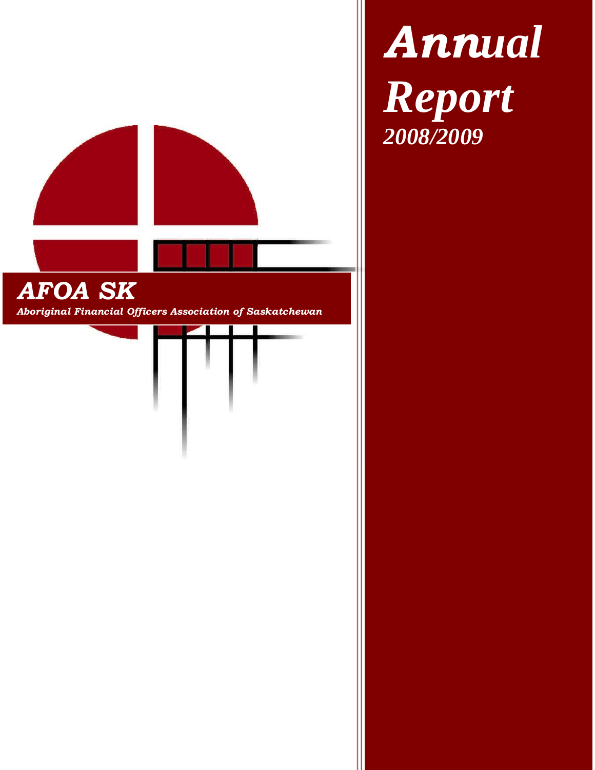# Annual Report

*2008/2009*

## *AFOA SK*

***Aboriginal Financial Officers Association of Saskatchewan***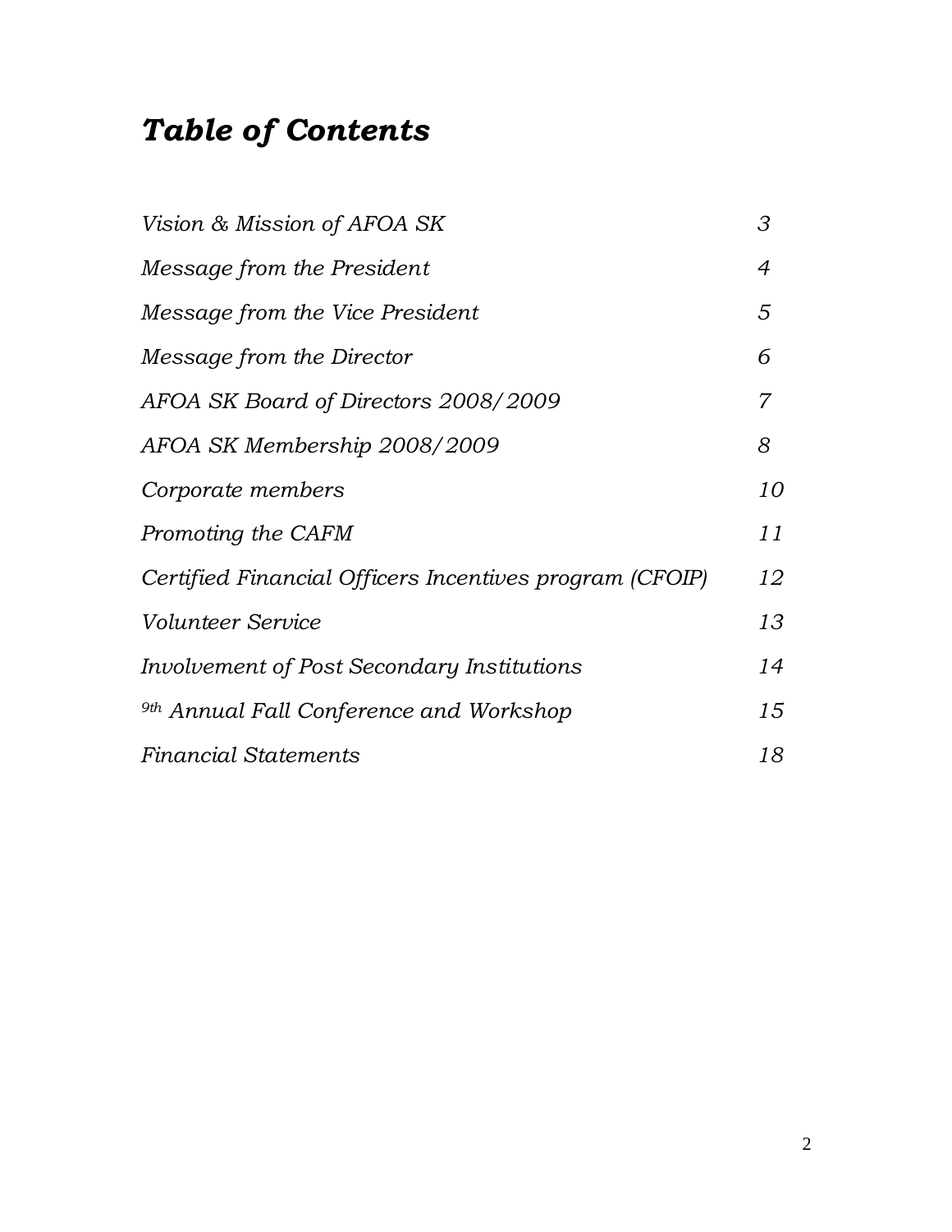# *Table of Contents*

| | |
|---|---|
| *Vision & Mission of AFOA SK* | *3* |
| *Message from the President* | *4* |
| *Message from the Vice President* | *5* |
| *Message from the Director* | *6* |
| *AFOA SK Board of Directors 2008/2009* | *7* |
| *AFOA SK Membership 2008/2009* | *8* |
| *Corporate members* | *10* |
| *Promoting the CAFM* | *11* |
| *Certified Financial Officers Incentives program (CFOIP)* | *12* |
| *Volunteer Service* | *13* |
| *Involvement of Post Secondary Institutions* | *14* |
| *9th Annual Fall Conference and Workshop* | *15* |
| *Financial Statements* | *18* |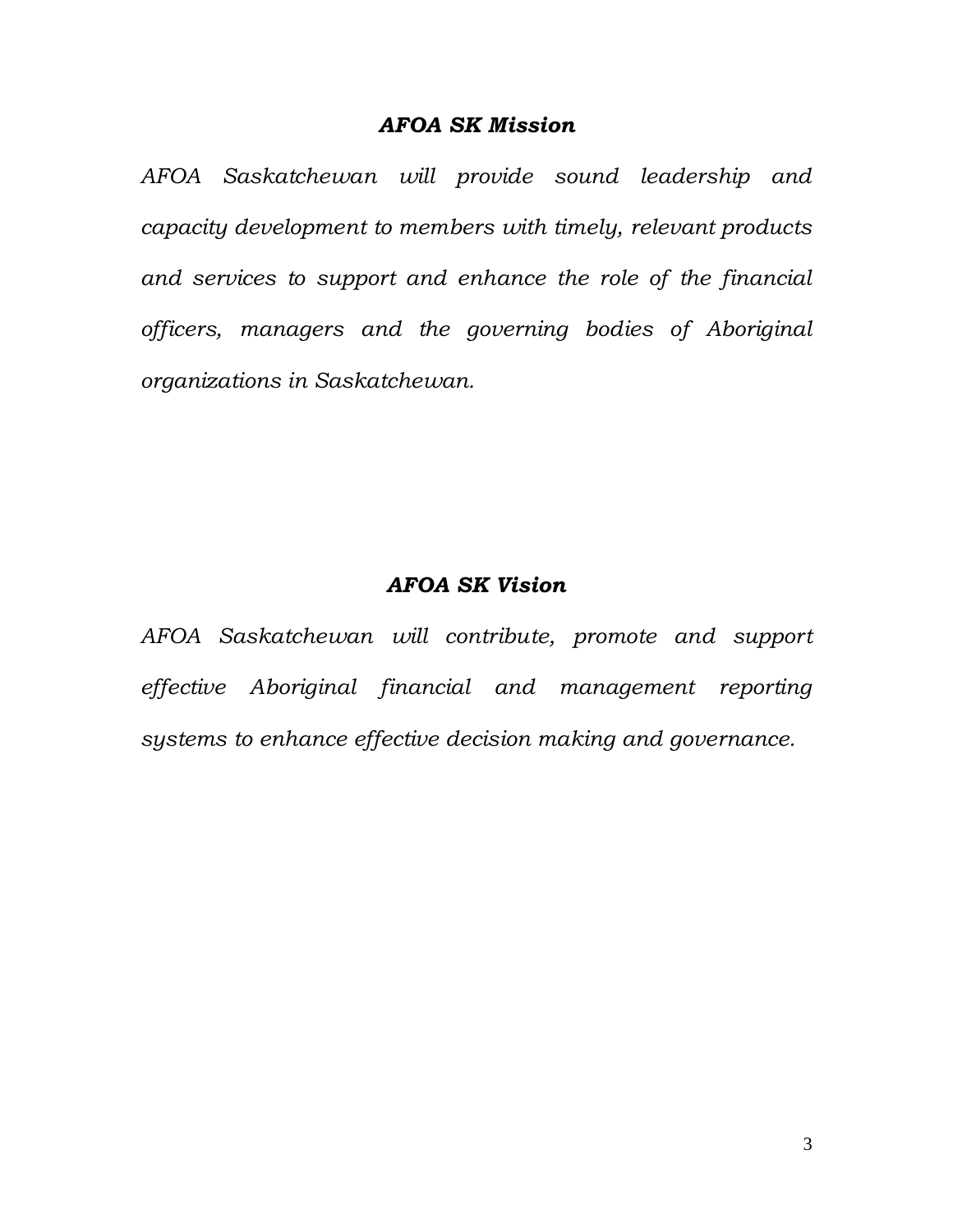## *AFOA SK Mission*

*AFOA Saskatchewan will provide sound leadership and capacity development to members with timely, relevant products and services to support and enhance the role of the financial officers, managers and the governing bodies of Aboriginal organizations in Saskatchewan.*

## *AFOA SK Vision*

*AFOA Saskatchewan will contribute, promote and support effective Aboriginal financial and management reporting systems to enhance effective decision making and governance.*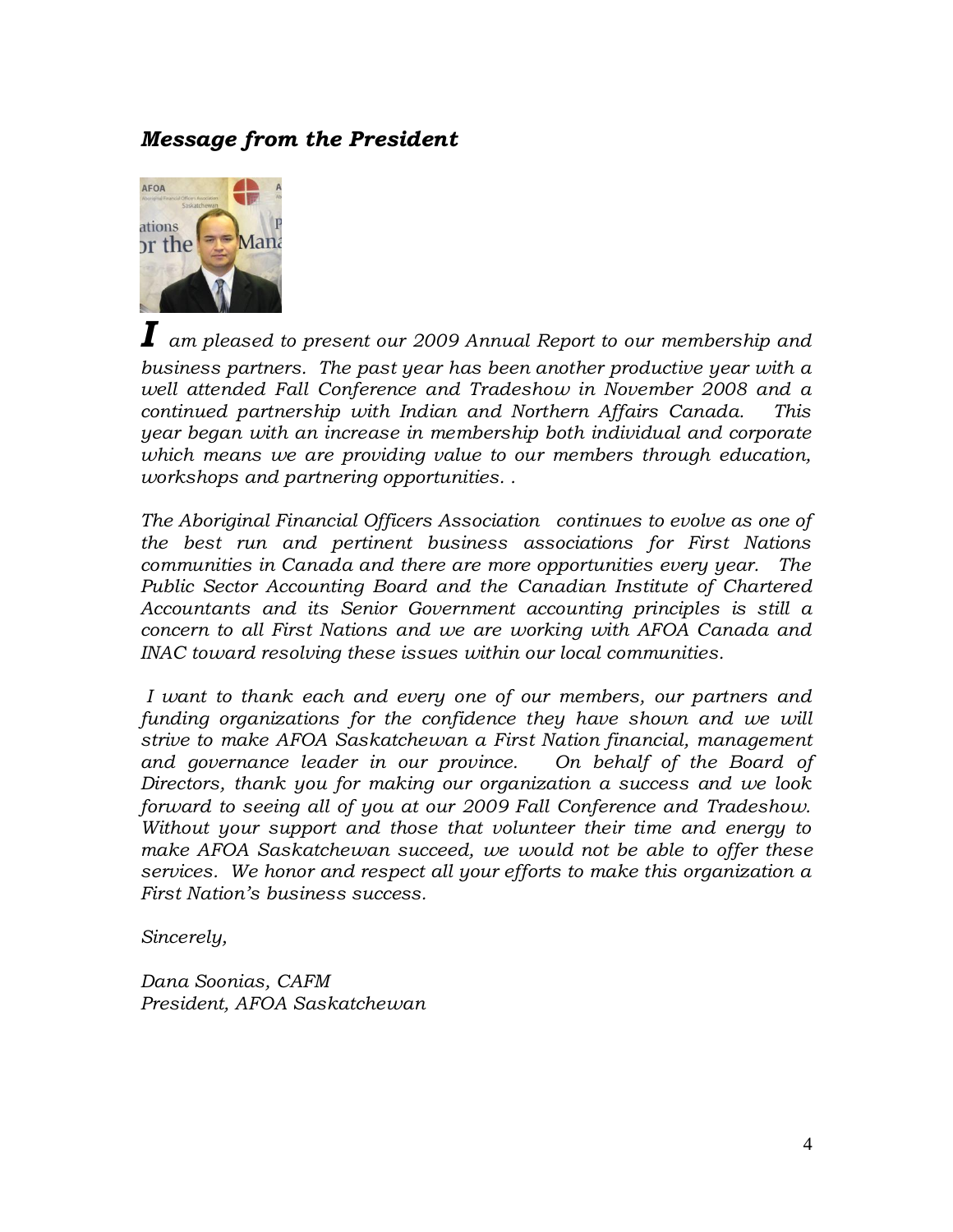## *Message from the President*

***I*** *am pleased to present our 2009 Annual Report to our membership and business partners. The past year has been another productive year with a well attended Fall Conference and Tradeshow in November 2008 and a continued partnership with Indian and Northern Affairs Canada. This year began with an increase in membership both individual and corporate which means we are providing value to our members through education, workshops and partnering opportunities. .*

*The Aboriginal Financial Officers Association continues to evolve as one of the best run and pertinent business associations for First Nations communities in Canada and there are more opportunities every year. The Public Sector Accounting Board and the Canadian Institute of Chartered Accountants and its Senior Government accounting principles is still a concern to all First Nations and we are working with AFOA Canada and INAC toward resolving these issues within our local communities.*

*I want to thank each and every one of our members, our partners and funding organizations for the confidence they have shown and we will strive to make AFOA Saskatchewan a First Nation financial, management and governance leader in our province. On behalf of the Board of Directors, thank you for making our organization a success and we look forward to seeing all of you at our 2009 Fall Conference and Tradeshow. Without your support and those that volunteer their time and energy to make AFOA Saskatchewan succeed, we would not be able to offer these services. We honor and respect all your efforts to make this organization a First Nation's business success.*

*Sincerely,*

*Dana Soonias, CAFM*
*President, AFOA Saskatchewan*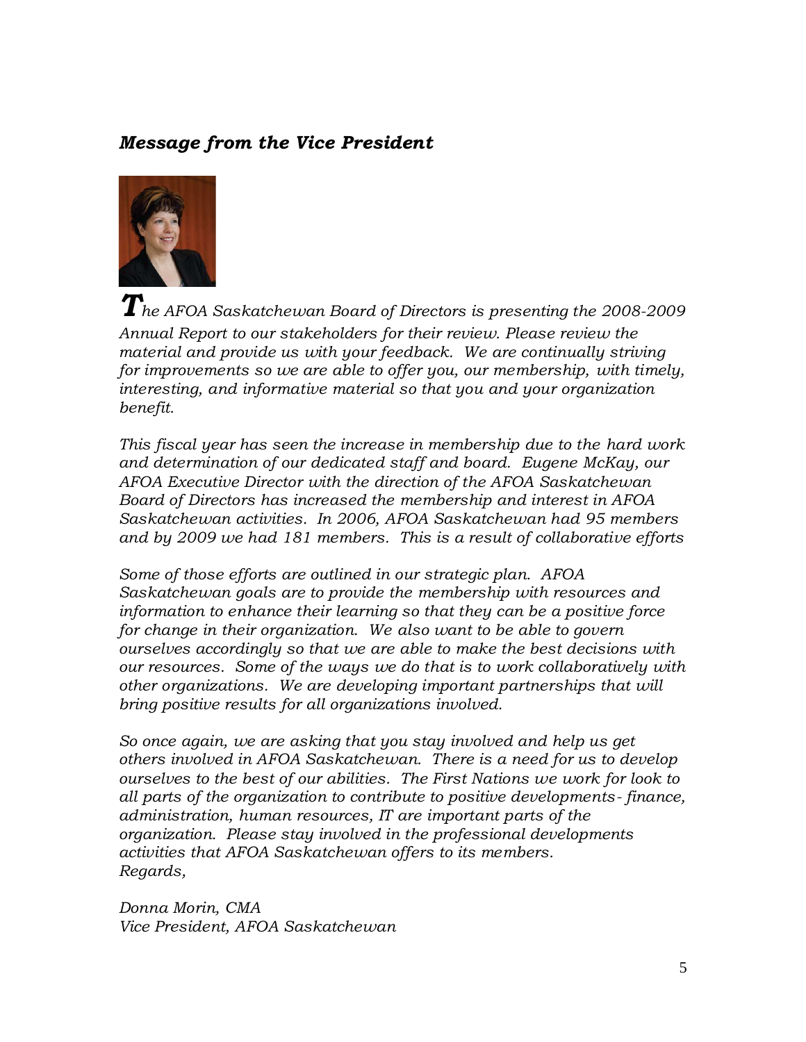## *Message from the Vice President*

*The AFOA Saskatchewan Board of Directors is presenting the 2008-2009 Annual Report to our stakeholders for their review. Please review the material and provide us with your feedback. We are continually striving for improvements so we are able to offer you, our membership, with timely, interesting, and informative material so that you and your organization benefit.*

*This fiscal year has seen the increase in membership due to the hard work and determination of our dedicated staff and board. Eugene McKay, our AFOA Executive Director with the direction of the AFOA Saskatchewan Board of Directors has increased the membership and interest in AFOA Saskatchewan activities. In 2006, AFOA Saskatchewan had 95 members and by 2009 we had 181 members. This is a result of collaborative efforts*

*Some of those efforts are outlined in our strategic plan. AFOA Saskatchewan goals are to provide the membership with resources and information to enhance their learning so that they can be a positive force for change in their organization. We also want to be able to govern ourselves accordingly so that we are able to make the best decisions with our resources. Some of the ways we do that is to work collaboratively with other organizations. We are developing important partnerships that will bring positive results for all organizations involved.*

*So once again, we are asking that you stay involved and help us get others involved in AFOA Saskatchewan. There is a need for us to develop ourselves to the best of our abilities. The First Nations we work for look to all parts of the organization to contribute to positive developments- finance, administration, human resources, IT are important parts of the organization. Please stay involved in the professional developments activities that AFOA Saskatchewan offers to its members.*
*Regards,*

*Donna Morin, CMA*
*Vice President, AFOA Saskatchewan*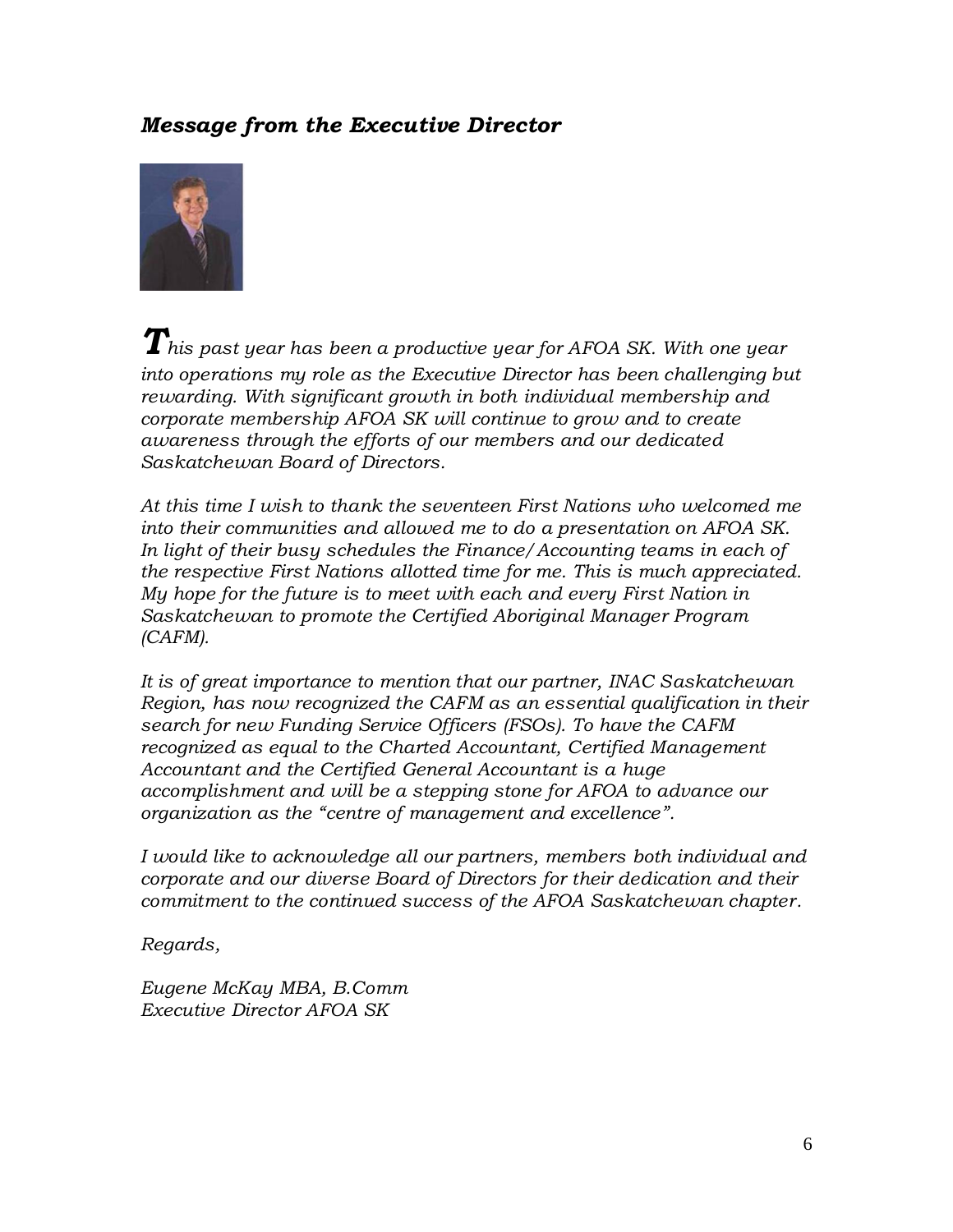### *Message from the Executive Director*

***T****his past year has been a productive year for AFOA SK. With one year into operations my role as the Executive Director has been challenging but rewarding. With significant growth in both individual membership and corporate membership AFOA SK will continue to grow and to create awareness through the efforts of our members and our dedicated Saskatchewan Board of Directors.*

*At this time I wish to thank the seventeen First Nations who welcomed me into their communities and allowed me to do a presentation on AFOA SK. In light of their busy schedules the Finance/Accounting teams in each of the respective First Nations allotted time for me. This is much appreciated. My hope for the future is to meet with each and every First Nation in Saskatchewan to promote the Certified Aboriginal Manager Program (CAFM).*

*It is of great importance to mention that our partner, INAC Saskatchewan Region, has now recognized the CAFM as an essential qualification in their search for new Funding Service Officers (FSOs). To have the CAFM recognized as equal to the Charted Accountant, Certified Management Accountant and the Certified General Accountant is a huge accomplishment and will be a stepping stone for AFOA to advance our organization as the "centre of management and excellence".*

*I would like to acknowledge all our partners, members both individual and corporate and our diverse Board of Directors for their dedication and their commitment to the continued success of the AFOA Saskatchewan chapter.*

*Regards,*

*Eugene McKay MBA, B.Comm*
*Executive Director AFOA SK*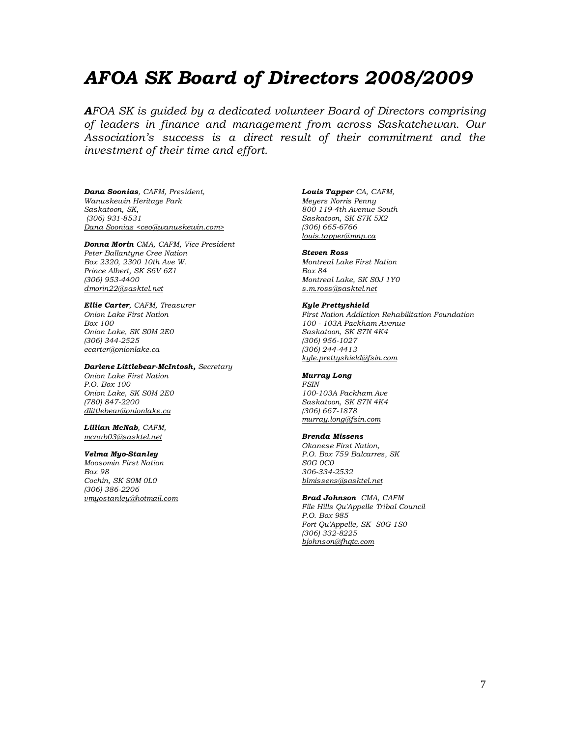# *AFOA SK Board of Directors 2008/2009*

***A****FOA SK is guided by a dedicated volunteer Board of Directors comprising of leaders in finance and management from across Saskatchewan. Our Association's success is a direct result of their commitment and the investment of their time and effort.*

***Dana Soonias**, CAFM, President,*
*Wanuskewin Heritage Park*
*Saskatoon, SK,*
*(306) 931-8531*
*Dana Soonias <ceo@wanuskewin.com>*

***Donna Morin** CMA, CAFM, Vice President*
*Peter Ballantyne Cree Nation*
*Box 2320, 2300 10th Ave W.*
*Prince Albert, SK S6V 6Z1*
*(306) 953-4400*
*dmorin22@sasktel.net*

***Ellie Carter**, CAFM, Treasurer*
*Onion Lake First Nation*
*Box 100*
*Onion Lake, SK S0M 2E0*
*(306) 344-2525*
*ecarter@onionlake.ca*

***Darlene Littlebear-McIntosh,** Secretary*
*Onion Lake First Nation*
*P.O. Box 100*
*Onion Lake, SK S0M 2E0*
*(780) 847-2200*
*dlittlebear@onionlake.ca*

***Lillian McNab**, CAFM,*
*mcnab03@sasktel.net*

***Velma Myo-Stanley***
*Moosomin First Nation*
*Box 98*
*Cochin, SK S0M 0L0*
*(306) 386-2206*
*vmyostanley@hotmail.com*

***Louis Tapper** CA, CAFM,*
*Meyers Norris Penny*
*800 119-4th Avenue South*
*Saskatoon, SK S7K 5X2*
*(306) 665-6766*
*louis.tapper@mnp.ca*

***Steven Ross***
*Montreal Lake First Nation*
*Box 84*
*Montreal Lake, SK S0J 1Y0*
*s.m.ross@sasktel.net*

***Kyle Prettyshield***
*First Nation Addiction Rehabilitation Foundation*
*100 - 103A Packham Avenue*
*Saskatoon, SK S7N 4K4*
*(306) 956-1027*
*(306) 244-4413*
*kyle.prettyshield@fsin.com*

***Murray Long***
*FSIN*
*100-103A Packham Ave*
*Saskatoon, SK S7N 4K4*
*(306) 667-1878*
*murray.long@fsin.com*

***Brenda Missens***
*Okanese First Nation,*
*P.O. Box 759 Balcarres, SK*
*S0G 0C0*
*306-334-2532*
*blmissens@sasktel.net*

***Brad Johnson** CMA, CAFM*
*File Hills Qu'Appelle Tribal Council*
*P.O. Box 985*
*Fort Qu'Appelle, SK S0G 1S0*
*(306) 332-8225*
*bjohnson@fhqtc.com*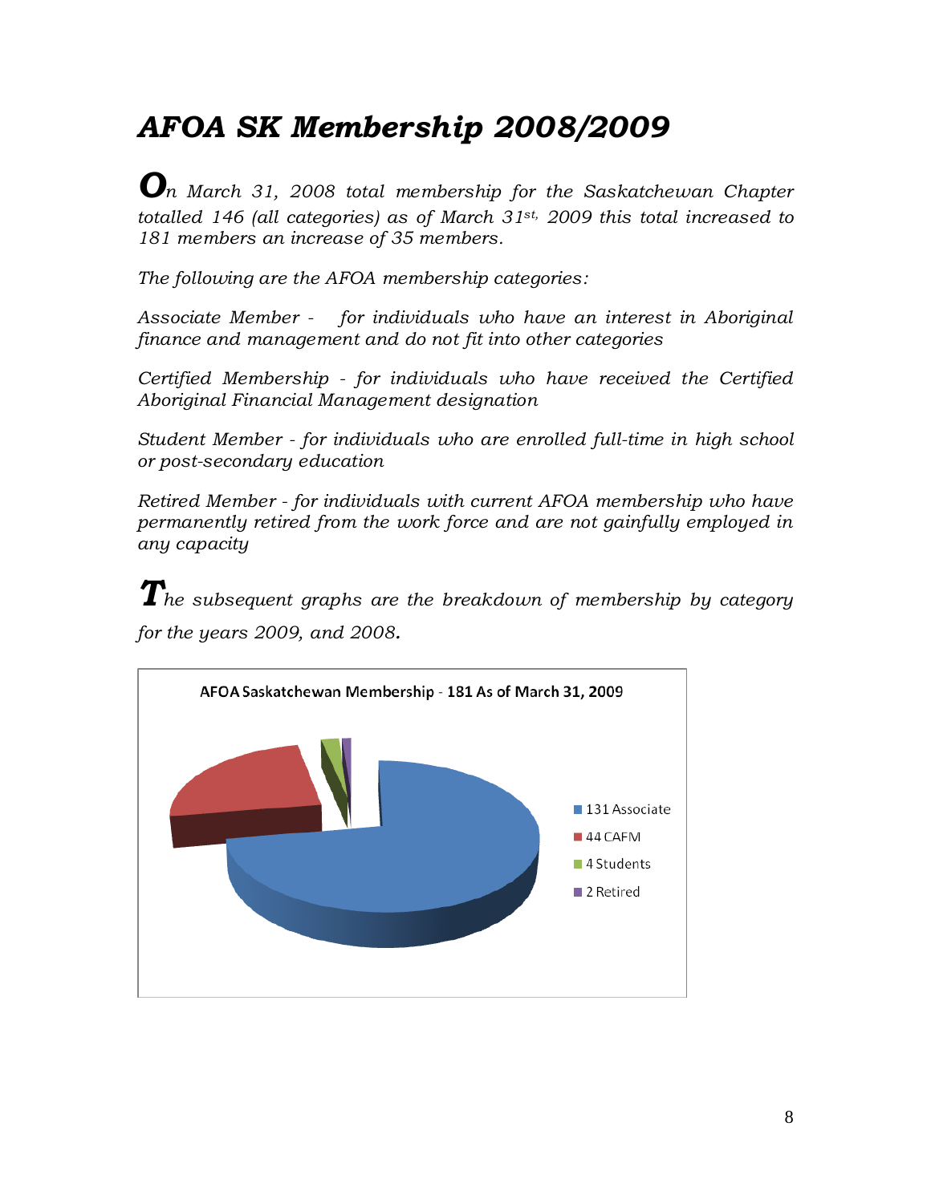# *AFOA SK Membership 2008/2009*

*On March 31, 2008 total membership for the Saskatchewan Chapter totalled 146 (all categories) as of March 31st, 2009 this total increased to 181 members an increase of 35 members.*

*The following are the AFOA membership categories:*

*Associate Member - for individuals who have an interest in Aboriginal finance and management and do not fit into other categories*

*Certified Membership - for individuals who have received the Certified Aboriginal Financial Management designation*

*Student Member - for individuals who are enrolled full-time in high school or post-secondary education*

*Retired Member - for individuals with current AFOA membership who have permanently retired from the work force and are not gainfully employed in any capacity*

*The subsequent graphs are the breakdown of membership by category for the years 2009, and 2008.*

AFOA Saskatchewan Membership - 181 As of March 31, 2009

- 131 Associate
- 44 CAFM
- 4 Students
- 2 Retired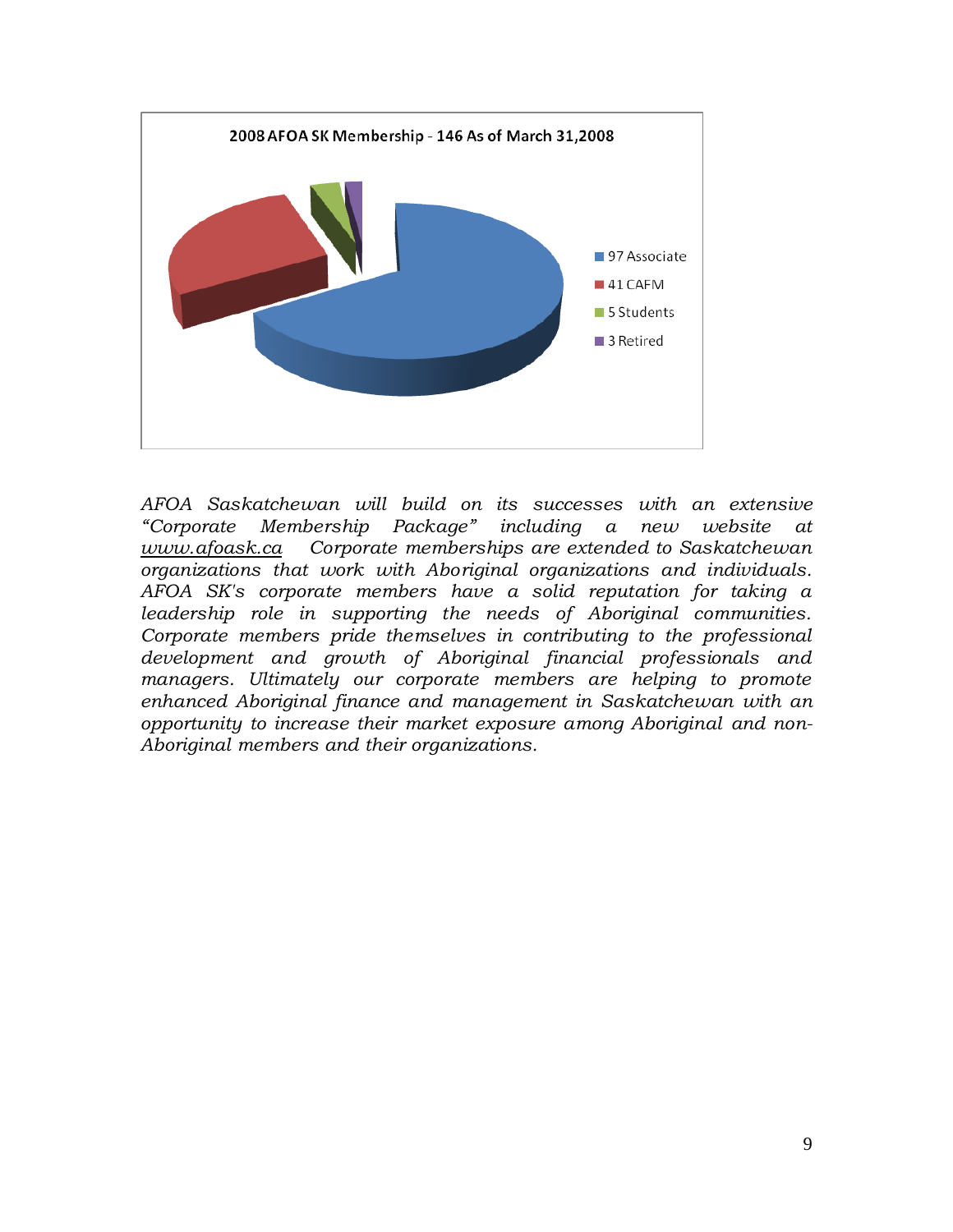2008 AFOA SK Membership - 146 As of March 31,2008

- 97 Associate
- 41 CAFM
- 5 Students
- 3 Retired

*AFOA Saskatchewan will build on its successes with an extensive "Corporate Membership Package" including a new website at www.afoask.ca Corporate memberships are extended to Saskatchewan organizations that work with Aboriginal organizations and individuals. AFOA SK's corporate members have a solid reputation for taking a leadership role in supporting the needs of Aboriginal communities. Corporate members pride themselves in contributing to the professional development and growth of Aboriginal financial professionals and managers. Ultimately our corporate members are helping to promote enhanced Aboriginal finance and management in Saskatchewan with an opportunity to increase their market exposure among Aboriginal and non-Aboriginal members and their organizations.*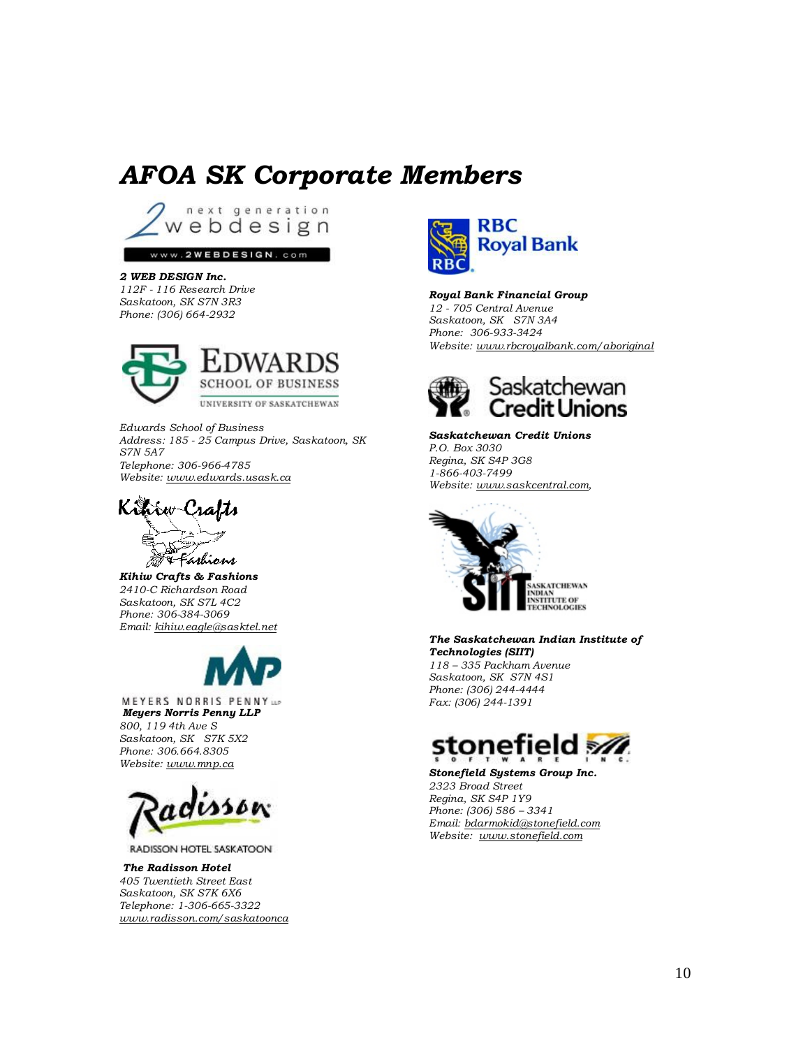# AFOA SK Corporate Members

***2 WEB DESIGN Inc.***
*112F - 116 Research Drive*
*Saskatoon, SK S7N 3R3*
*Phone: (306) 664-2932*

*Edwards School of Business*
*Address: 185 - 25 Campus Drive, Saskatoon, SK S7N 5A7*
*Telephone: 306-966-4785*
*Website: www.edwards.usask.ca*

***Kihiw Crafts & Fashions***
*2410-C Richardson Road*
*Saskatoon, SK S7L 4C2*
*Phone: 306-384-3069*
*Email: kihiw.eagle@sasktel.net*

***Meyers Norris Penny LLP***
*800, 119 4th Ave S*
*Saskatoon, SK S7K 5X2*
*Phone: 306.664.8305*
*Website: www.mnp.ca*

***The Radisson Hotel***
*405 Twentieth Street East*
*Saskatoon, SK S7K 6X6*
*Telephone: 1-306-665-3322*
*www.radisson.com/saskatoonca*

***Royal Bank Financial Group***
*12 - 705 Central Avenue*
*Saskatoon, SK S7N 3A4*
*Phone: 306-933-3424*
*Website: www.rbcroyalbank.com/aboriginal*

***Saskatchewan Credit Unions***
*P.O. Box 3030*
*Regina, SK S4P 3G8*
*1-866-403-7499*
*Website: www.saskcentral.com,*

***The Saskatchewan Indian Institute of Technologies (SIIT)***
*118 – 335 Packham Avenue*
*Saskatoon, SK S7N 4S1*
*Phone: (306) 244-4444*
*Fax: (306) 244-1391*

***Stonefield Systems Group Inc.***
*2323 Broad Street*
*Regina, SK S4P 1Y9*
*Phone: (306) 586 – 3341*
*Email: bdarmokid@stonefield.com*
*Website: www.stonefield.com*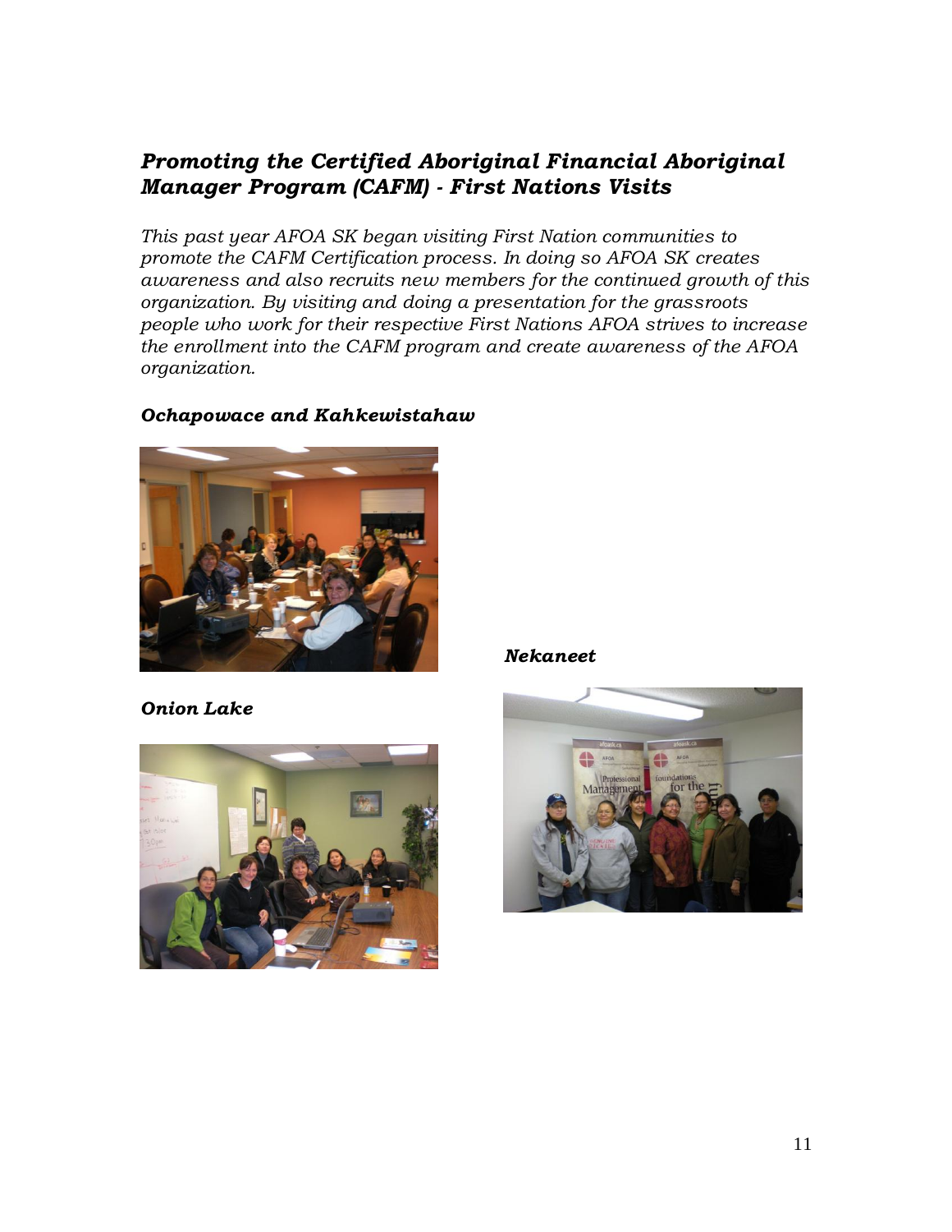## *Promoting the Certified Aboriginal Financial Aboriginal Manager Program (CAFM) - First Nations Visits*

*This past year AFOA SK began visiting First Nation communities to promote the CAFM Certification process. In doing so AFOA SK creates awareness and also recruits new members for the continued growth of this organization. By visiting and doing a presentation for the grassroots people who work for their respective First Nations AFOA strives to increase the enrollment into the CAFM program and create awareness of the AFOA organization.*

***Ochapowace and Kahkewistahaw***

***Nekaneet***

***Onion Lake***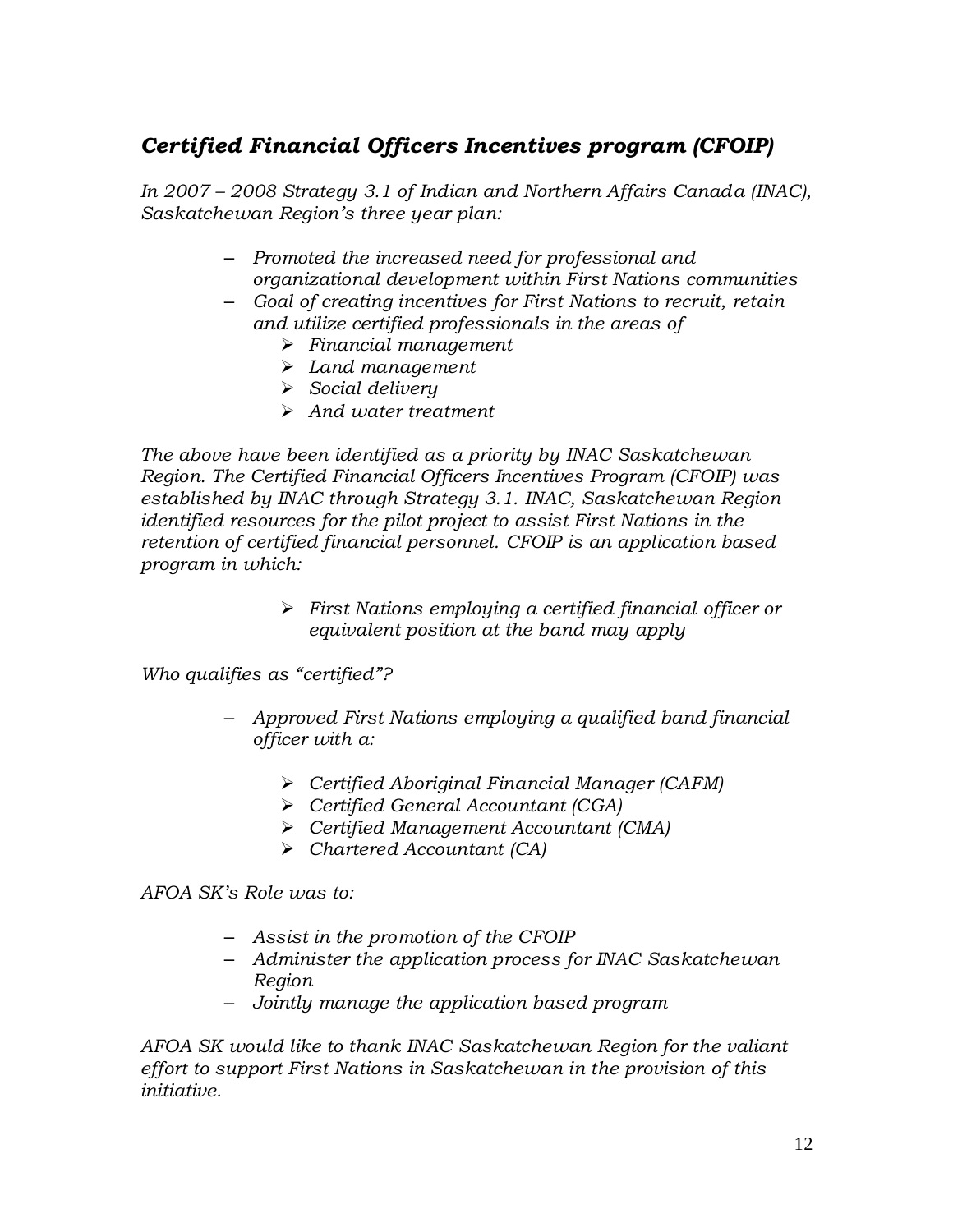## *Certified Financial Officers Incentives program (CFOIP)*

*In 2007 – 2008 Strategy 3.1 of Indian and Northern Affairs Canada (INAC), Saskatchewan Region's three year plan:*

- *Promoted the increased need for professional and organizational development within First Nations communities*
- *Goal of creating incentives for First Nations to recruit, retain and utilize certified professionals in the areas of*
    - *Financial management*
    - *Land management*
    - *Social delivery*
    - *And water treatment*

*The above have been identified as a priority by INAC Saskatchewan Region. The Certified Financial Officers Incentives Program (CFOIP) was established by INAC through Strategy 3.1. INAC, Saskatchewan Region identified resources for the pilot project to assist First Nations in the retention of certified financial personnel. CFOIP is an application based program in which:*

- *First Nations employing a certified financial officer or equivalent position at the band may apply*

*Who qualifies as "certified"?*

- *Approved First Nations employing a qualified band financial officer with a:*
    - *Certified Aboriginal Financial Manager (CAFM)*
    - *Certified General Accountant (CGA)*
    - *Certified Management Accountant (CMA)*
    - *Chartered Accountant (CA)*

*AFOA SK's Role was to:*

- *Assist in the promotion of the CFOIP*
- *Administer the application process for INAC Saskatchewan Region*
- *Jointly manage the application based program*

*AFOA SK would like to thank INAC Saskatchewan Region for the valiant effort to support First Nations in Saskatchewan in the provision of this initiative.*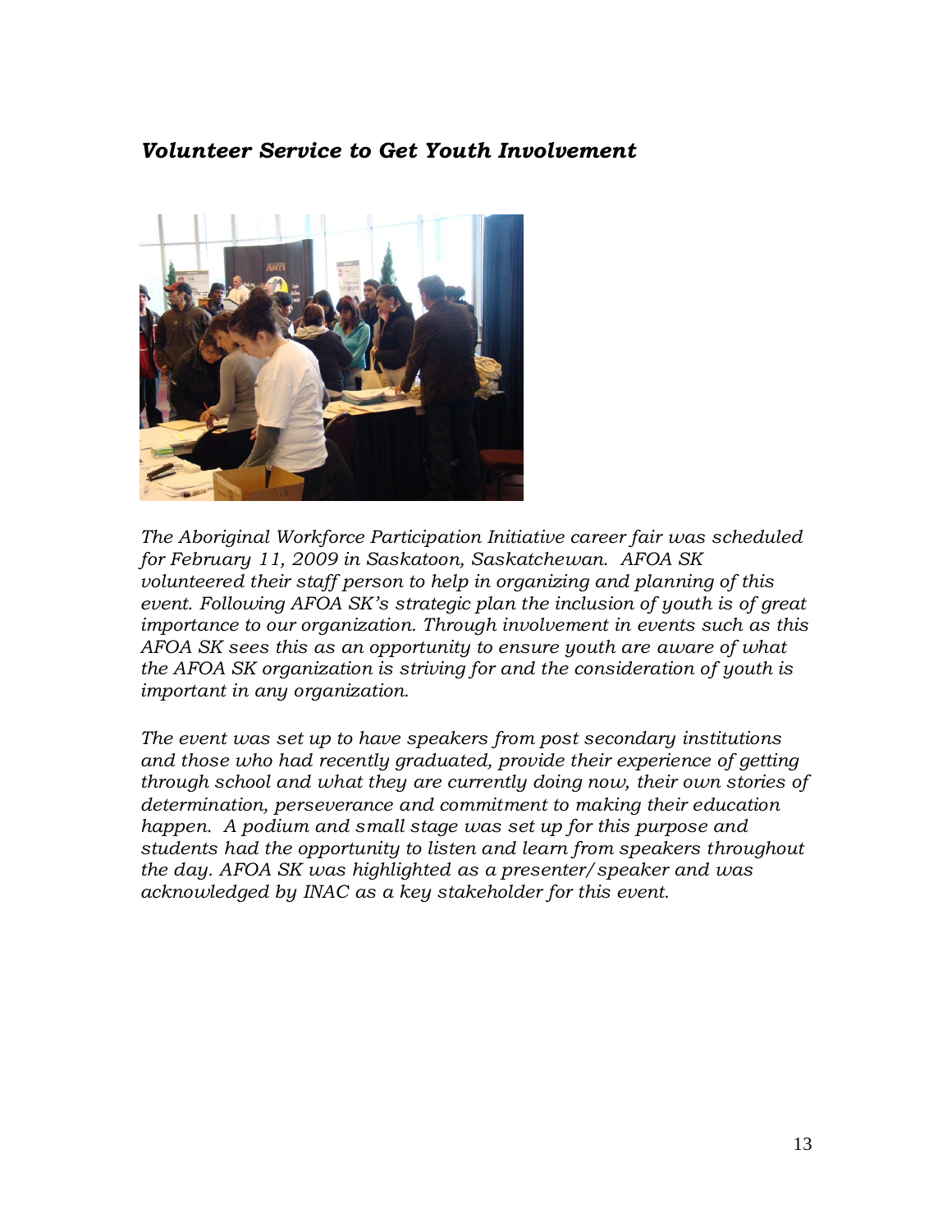## *Volunteer Service to Get Youth Involvement*

*The Aboriginal Workforce Participation Initiative career fair was scheduled for February 11, 2009 in Saskatoon, Saskatchewan. AFOA SK volunteered their staff person to help in organizing and planning of this event. Following AFOA SK's strategic plan the inclusion of youth is of great importance to our organization. Through involvement in events such as this AFOA SK sees this as an opportunity to ensure youth are aware of what the AFOA SK organization is striving for and the consideration of youth is important in any organization.*

*The event was set up to have speakers from post secondary institutions and those who had recently graduated, provide their experience of getting through school and what they are currently doing now, their own stories of determination, perseverance and commitment to making their education happen. A podium and small stage was set up for this purpose and students had the opportunity to listen and learn from speakers throughout the day. AFOA SK was highlighted as a presenter/speaker and was acknowledged by INAC as a key stakeholder for this event.*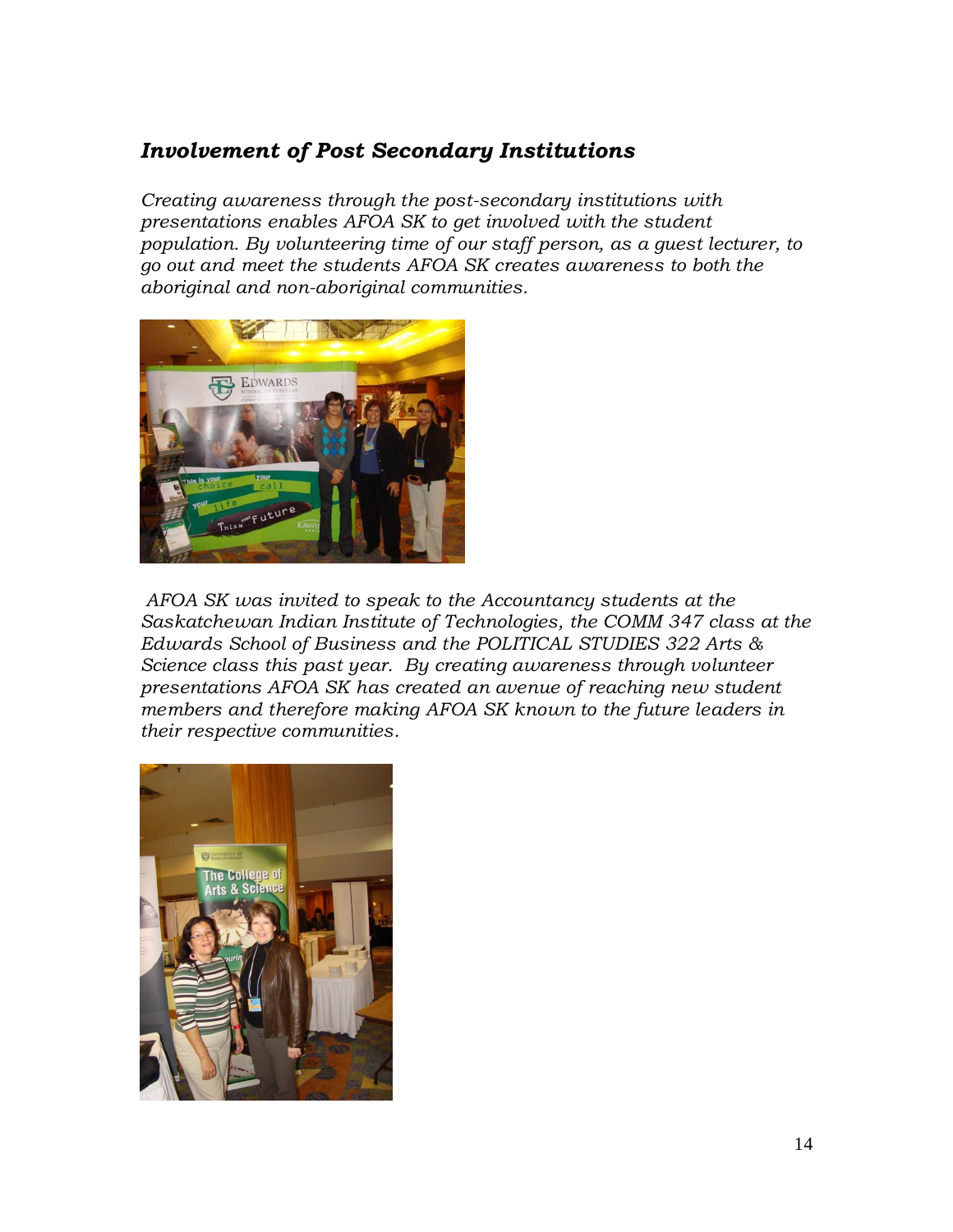## *Involvement of Post Secondary Institutions*

*Creating awareness through the post-secondary institutions with presentations enables AFOA SK to get involved with the student population. By volunteering time of our staff person, as a guest lecturer, to go out and meet the students AFOA SK creates awareness to both the aboriginal and non-aboriginal communities.*

*AFOA SK was invited to speak to the Accountancy students at the Saskatchewan Indian Institute of Technologies, the COMM 347 class at the Edwards School of Business and the POLITICAL STUDIES 322 Arts & Science class this past year. By creating awareness through volunteer presentations AFOA SK has created an avenue of reaching new student members and therefore making AFOA SK known to the future leaders in their respective communities.*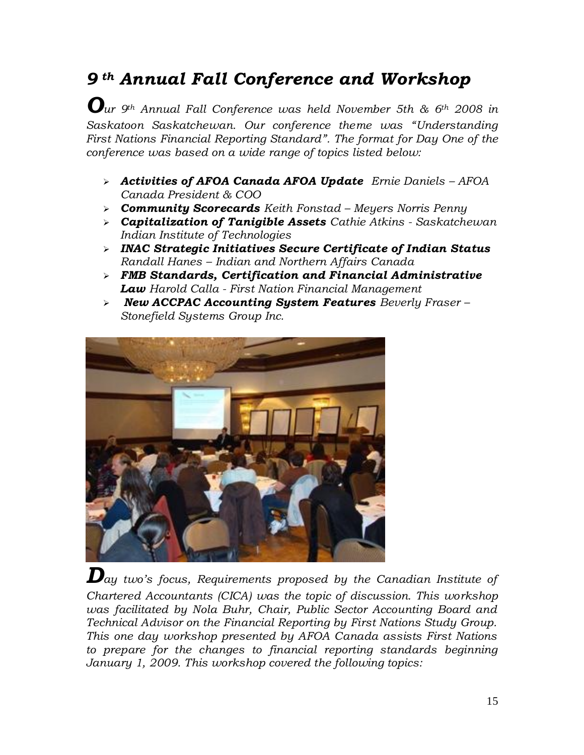# *9th Annual Fall Conference and Workshop*

***O****ur 9th Annual Fall Conference was held November 5th & 6th 2008 in Saskatoon Saskatchewan. Our conference theme was "Understanding First Nations Financial Reporting Standard". The format for Day One of the conference was based on a wide range of topics listed below:*

- ***Activities of AFOA Canada AFOA Update*** *Ernie Daniels – AFOA Canada President & COO*
- ***Community Scorecards*** *Keith Fonstad – Meyers Norris Penny*
- ***Capitalization of Tanigible Assets*** *Cathie Atkins - Saskatchewan Indian Institute of Technologies*
- ***INAC Strategic Initiatives Secure Certificate of Indian Status*** *Randall Hanes – Indian and Northern Affairs Canada*
- ***FMB Standards, Certification and Financial Administrative Law*** *Harold Calla - First Nation Financial Management*
- ***New ACCPAC Accounting System Features*** *Beverly Fraser – Stonefield Systems Group Inc.*

***D****ay two's focus, Requirements proposed by the Canadian Institute of Chartered Accountants (CICA) was the topic of discussion. This workshop was facilitated by Nola Buhr, Chair, Public Sector Accounting Board and Technical Advisor on the Financial Reporting by First Nations Study Group. This one day workshop presented by AFOA Canada assists First Nations to prepare for the changes to financial reporting standards beginning January 1, 2009. This workshop covered the following topics:*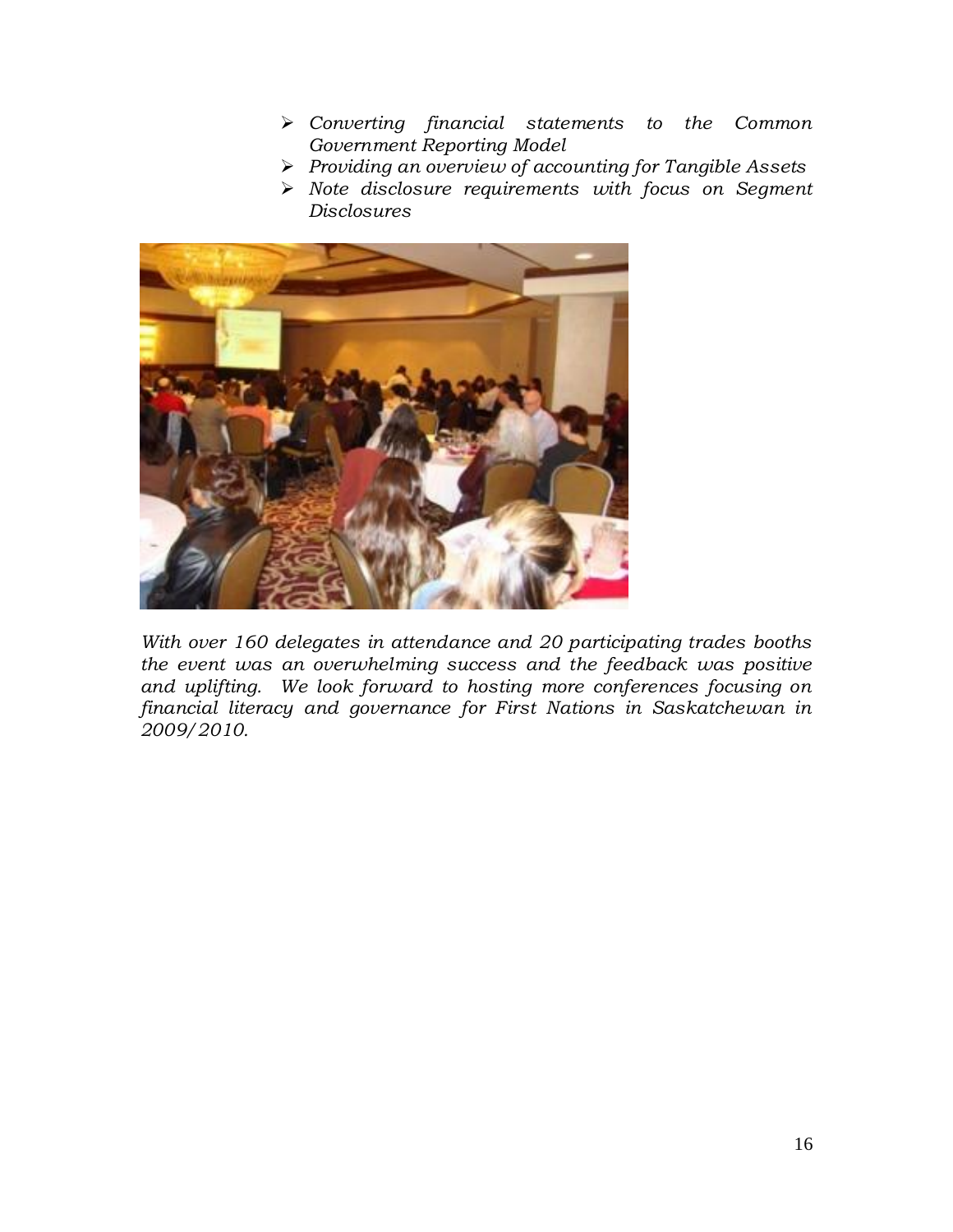- *Converting financial statements to the Common Government Reporting Model*
- *Providing an overview of accounting for Tangible Assets*
- *Note disclosure requirements with focus on Segment Disclosures*

*With over 160 delegates in attendance and 20 participating trades booths the event was an overwhelming success and the feedback was positive and uplifting. We look forward to hosting more conferences focusing on financial literacy and governance for First Nations in Saskatchewan in 2009/2010.*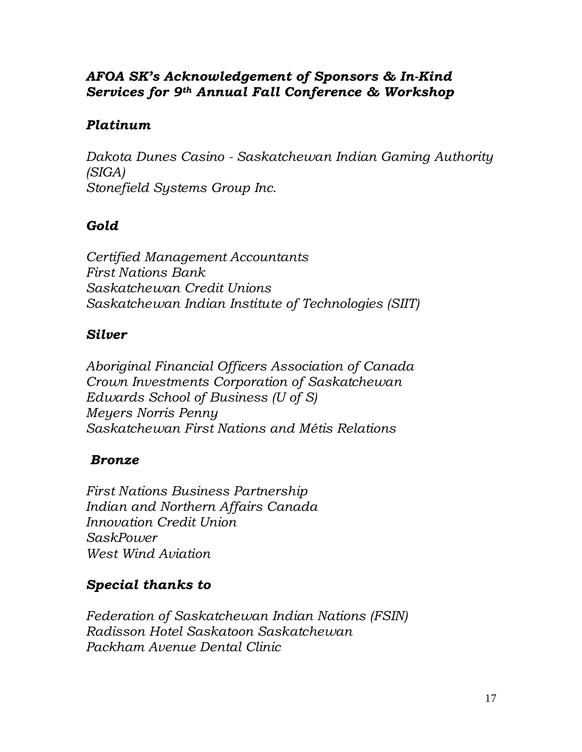## *AFOA SK's Acknowledgement of Sponsors & In-Kind Services for 9th Annual Fall Conference & Workshop*

### *Platinum*

*Dakota Dunes Casino - Saskatchewan Indian Gaming Authority (SIGA)*
*Stonefield Systems Group Inc.*

### *Gold*

*Certified Management Accountants*
*First Nations Bank*
*Saskatchewan Credit Unions*
*Saskatchewan Indian Institute of Technologies (SIIT)*

### *Silver*

*Aboriginal Financial Officers Association of Canada*
*Crown Investments Corporation of Saskatchewan*
*Edwards School of Business (U of S)*
*Meyers Norris Penny*
*Saskatchewan First Nations and Métis Relations*

### *Bronze*

*First Nations Business Partnership*
*Indian and Northern Affairs Canada*
*Innovation Credit Union*
*SaskPower*
*West Wind Aviation*

### *Special thanks to*

*Federation of Saskatchewan Indian Nations (FSIN)*
*Radisson Hotel Saskatoon Saskatchewan*
*Packham Avenue Dental Clinic*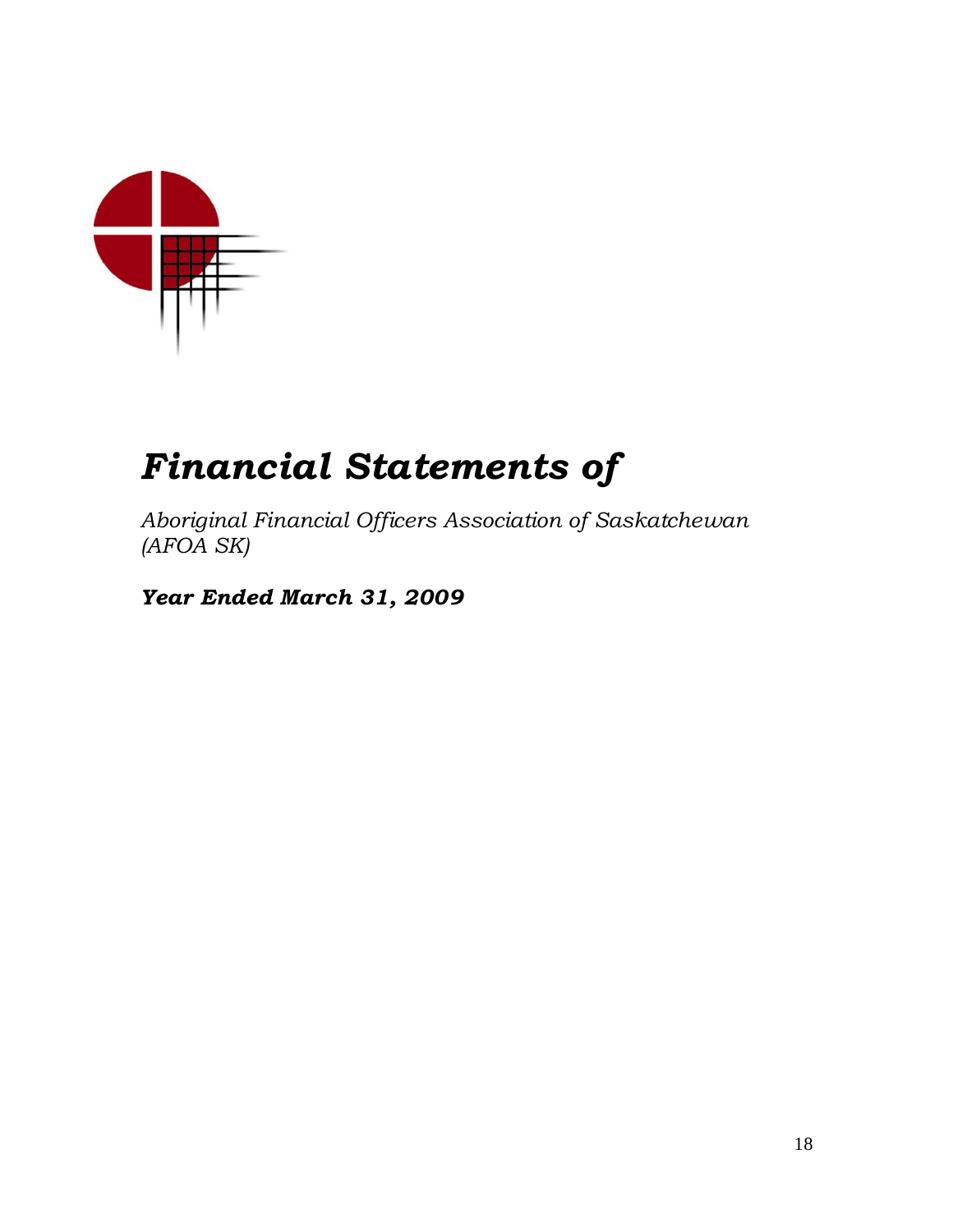# *Financial Statements of*

*Aboriginal Financial Officers Association of Saskatchewan (AFOA SK)*

***Year Ended March 31, 2009***